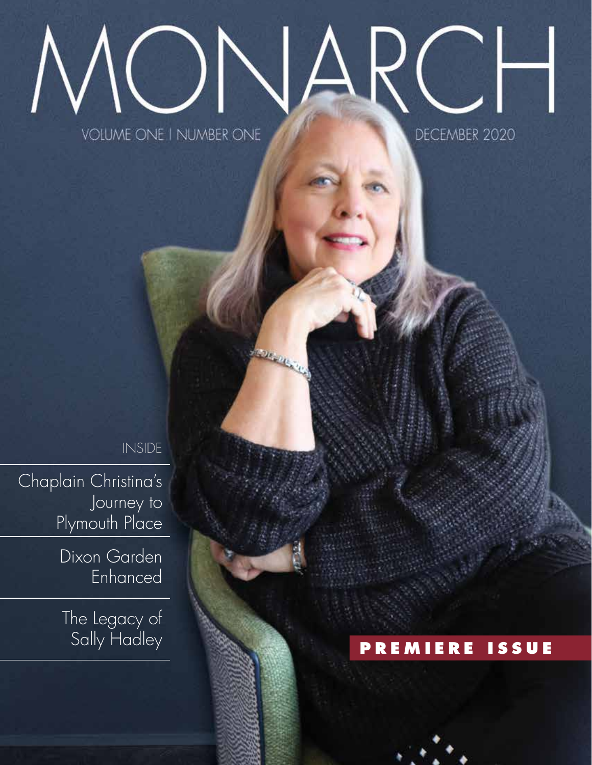# MONARCH

VOLUME ONE | NUMBER ONE

DECEMBER 2020

INSIDE

Chaplain Christina's Journey to Plymouth Place

Dixon Garden Enhanced

The Legacy of Sally Hadley

**PREMIERE ISSUE**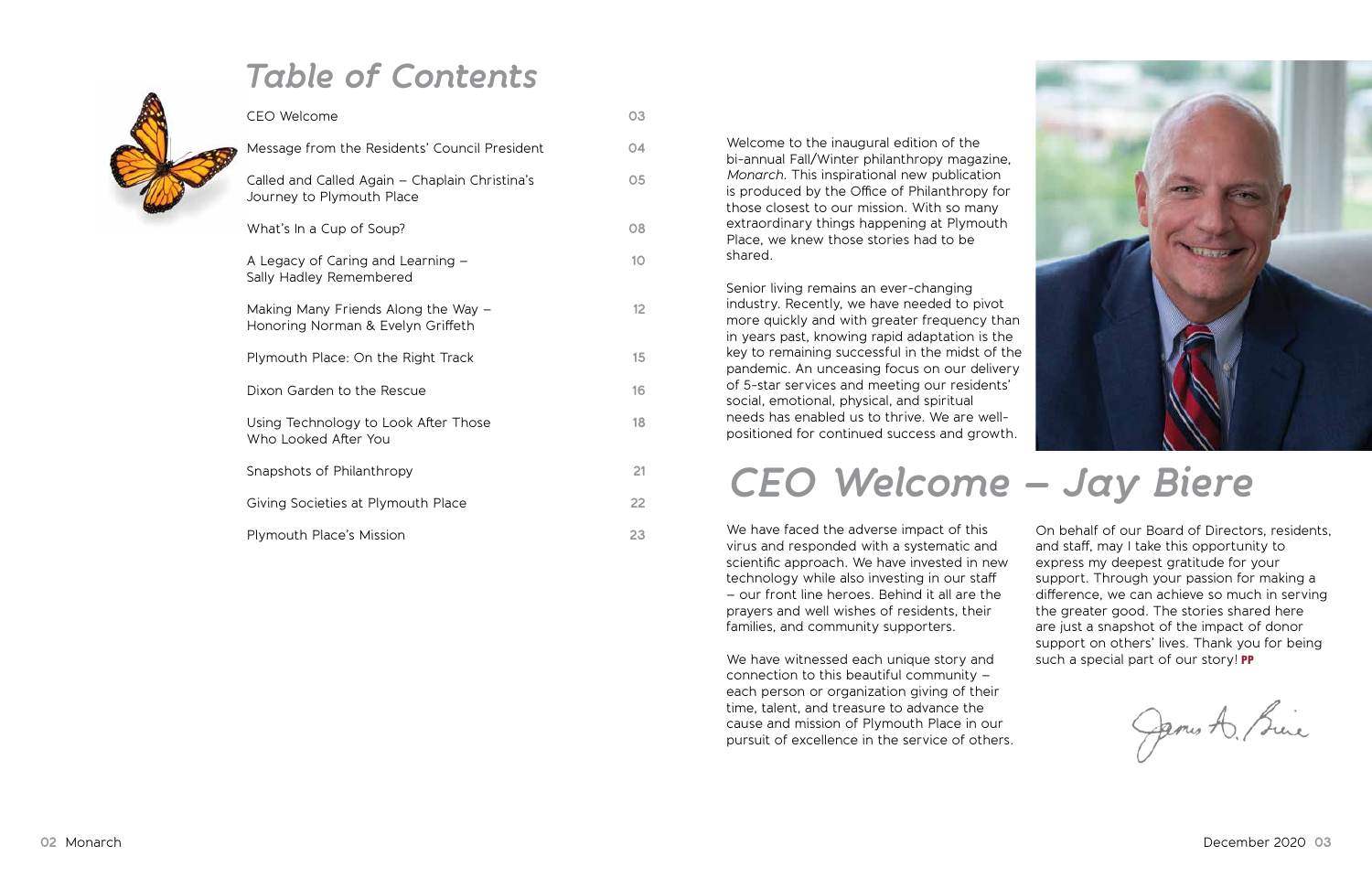# Table of Contents

| | |
|---|---|
| CEO Welcome | 03 |
| Message from the Residents' Council President | 04 |
| Called and Called Again – Chaplain Christina's Journey to Plymouth Place | 05 |
| What's In a Cup of Soup? | 08 |
| A Legacy of Caring and Learning – Sally Hadley Remembered | 10 |
| Making Many Friends Along the Way – Honoring Norman & Evelyn Griffeth | 12 |
| Plymouth Place: On the Right Track | 15 |
| Dixon Garden to the Rescue | 16 |
| Using Technology to Look After Those Who Looked After You | 18 |
| Snapshots of Philanthropy | 21 |
| Giving Societies at Plymouth Place | 22 |
| Plymouth Place's Mission | 23 |

# CEO Welcome – Jay Biere

Welcome to the inaugural edition of the bi-annual Fall/Winter philanthropy magazine, *Monarch*. This inspirational new publication is produced by the Office of Philanthropy for those closest to our mission. With so many extraordinary things happening at Plymouth Place, we knew those stories had to be shared.

Senior living remains an ever-changing industry. Recently, we have needed to pivot more quickly and with greater frequency than in years past, knowing rapid adaptation is the key to remaining successful in the midst of the pandemic. An unceasing focus on our delivery of 5-star services and meeting our residents' social, emotional, physical, and spiritual needs has enabled us to thrive. We are well-positioned for continued success and growth.

We have faced the adverse impact of this virus and responded with a systematic and scientific approach. We have invested in new technology while also investing in our staff – our front line heroes. Behind it all are the prayers and well wishes of residents, their families, and community supporters.

We have witnessed each unique story and connection to this beautiful community – each person or organization giving of their time, talent, and treasure to advance the cause and mission of Plymouth Place in our pursuit of excellence in the service of others.

On behalf of our Board of Directors, residents, and staff, may I take this opportunity to express my deepest gratitude for your support. Through your passion for making a difference, we can achieve so much in serving the greater good. The stories shared here are just a snapshot of the impact of donor support on others' lives. Thank you for being such a special part of our story! **PP**

James A. Biere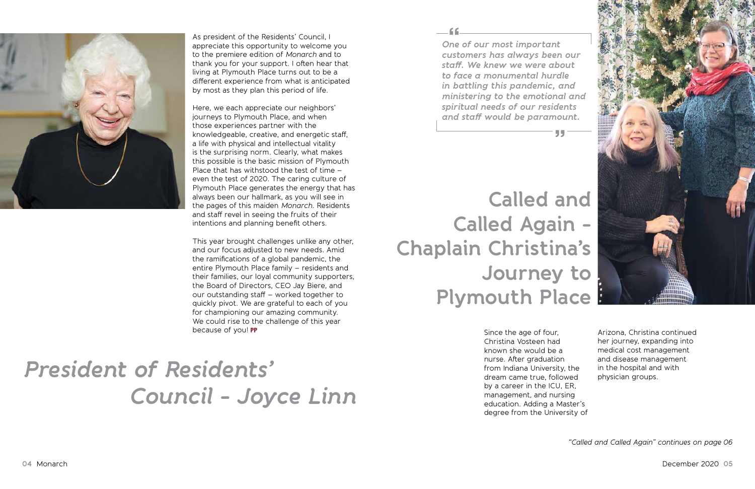# President of Residents' Council - Joyce Linn

As president of the Residents' Council, I appreciate this opportunity to welcome you to the premiere edition of *Monarch* and to thank you for your support. I often hear that living at Plymouth Place turns out to be a different experience from what is anticipated by most as they plan this period of life.

Here, we each appreciate our neighbors' journeys to Plymouth Place, and when those experiences partner with the knowledgeable, creative, and energetic staff, a life with physical and intellectual vitality is the surprising norm. Clearly, what makes this possible is the basic mission of Plymouth Place that has withstood the test of time – even the test of 2020. The caring culture of Plymouth Place generates the energy that has always been our hallmark, as you will see in the pages of this maiden *Monarch*. Residents and staff revel in seeing the fruits of their intentions and planning benefit others.

This year brought challenges unlike any other, and our focus adjusted to new needs. Amid the ramifications of a global pandemic, the entire Plymouth Place family – residents and their families, our loyal community supporters, the Board of Directors, CEO Jay Biere, and our outstanding staff – worked together to quickly pivot. We are grateful to each of you for championing our amazing community. We could rise to the challenge of this year because of you! **PP**

# Called and Called Again - Chaplain Christina's Journey to Plymouth Place

> ***One of our most important customers has always been our staff. We knew we were about to face a monumental hurdle in battling this pandemic, and ministering to the emotional and spiritual needs of our residents and staff would be paramount.***

Since the age of four, Christina Vosteen had known she would be a nurse. After graduation from Indiana University, the dream came true, followed by a career in the ICU, ER, management, and nursing education. Adding a Master's degree from the University of Arizona, Christina continued her journey, expanding into medical cost management and disease management in the hospital and with physician groups.

*"Called and Called Again" continues on page 06*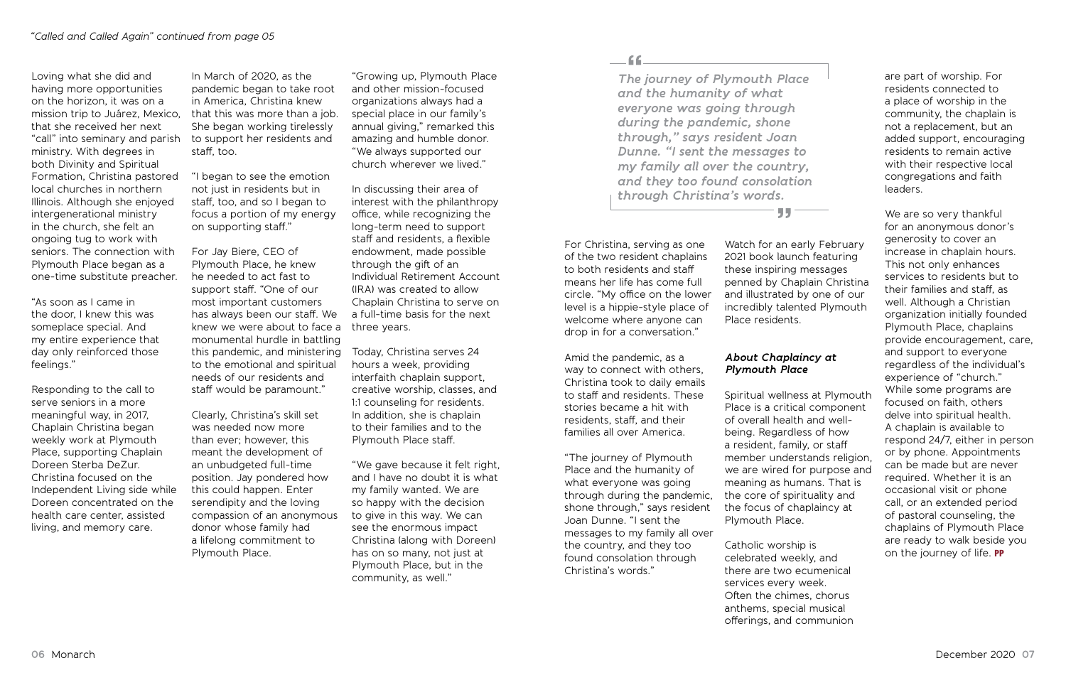*"Called and Called Again" continued from page 05*

Loving what she did and having more opportunities on the horizon, it was on a mission trip to Juárez, Mexico, that she received her next "call" into seminary and parish ministry. With degrees in both Divinity and Spiritual Formation, Christina pastored local churches in northern Illinois. Although she enjoyed intergenerational ministry in the church, she felt an ongoing tug to work with seniors. The connection with Plymouth Place began as a one-time substitute preacher.

"As soon as I came in the door, I knew this was someplace special. And my entire experience that day only reinforced those feelings."

Responding to the call to serve seniors in a more meaningful way, in 2017, Chaplain Christina began weekly work at Plymouth Place, supporting Chaplain Doreen Sterba DeZur. Christina focused on the Independent Living side while Doreen concentrated on the health care center, assisted living, and memory care.

In March of 2020, as the pandemic began to take root in America, Christina knew that this was more than a job. She began working tirelessly to support her residents and staff, too.

"I began to see the emotion not just in residents but in staff, too, and so I began to focus a portion of my energy on supporting staff."

For Jay Biere, CEO of Plymouth Place, he knew he needed to act fast to support staff. "One of our most important customers has always been our staff. We knew we were about to face a monumental hurdle in battling this pandemic, and ministering to the emotional and spiritual needs of our residents and staff would be paramount."

Clearly, Christina's skill set was needed now more than ever; however, this meant the development of an unbudgeted full-time position. Jay pondered how this could happen. Enter serendipity and the loving compassion of an anonymous donor whose family had a lifelong commitment to Plymouth Place.

"Growing up, Plymouth Place and other mission-focused organizations always had a special place in our family's annual giving," remarked this amazing and humble donor. "We always supported our church wherever we lived."

In discussing their area of interest with the philanthropy office, while recognizing the long-term need to support staff and residents, a flexible endowment, made possible through the gift of an Individual Retirement Account (IRA) was created to allow Chaplain Christina to serve on a full-time basis for the next three years.

Today, Christina serves 24 hours a week, providing interfaith chaplain support, creative worship, classes, and 1:1 counseling for residents. In addition, she is chaplain to their families and to the Plymouth Place staff.

"We gave because it felt right, and I have no doubt it is what my family wanted. We are so happy with the decision to give in this way. We can see the enormous impact Christina (along with Doreen) has on so many, not just at Plymouth Place, but in the community, as well."

> ***"The journey of Plymouth Place and the humanity of what everyone was going through during the pandemic, shone through," says resident Joan Dunne. "I sent the messages to my family all over the country, and they too found consolation through Christina's words.***

For Christina, serving as one of the two resident chaplains to both residents and staff means her life has come full circle. "My office on the lower level is a hippie-style place of welcome where anyone can drop in for a conversation."

Amid the pandemic, as a way to connect with others, Christina took to daily emails to staff and residents. These stories became a hit with residents, staff, and their families all over America.

"The journey of Plymouth Place and the humanity of what everyone was going through during the pandemic, shone through," says resident Joan Dunne. "I sent the messages to my family all over the country, and they too found consolation through Christina's words."

Watch for an early February 2021 book launch featuring these inspiring messages penned by Chaplain Christina and illustrated by one of our incredibly talented Plymouth Place residents.

### *About Chaplaincy at Plymouth Place*

Spiritual wellness at Plymouth Place is a critical component of overall health and well-being. Regardless of how a resident, family, or staff member understands religion, we are wired for purpose and meaning as humans. That is the core of spirituality and the focus of chaplaincy at Plymouth Place.

Catholic worship is celebrated weekly, and there are two ecumenical services every week. Often the chimes, chorus anthems, special musical offerings, and communion are part of worship. For residents connected to a place of worship in the community, the chaplain is not a replacement, but an added support, encouraging residents to remain active with their respective local congregations and faith leaders.

We are so very thankful for an anonymous donor's generosity to cover an increase in chaplain hours. This not only enhances services to residents but to their families and staff, as well. Although a Christian organization initially founded Plymouth Place, chaplains provide encouragement, care, and support to everyone regardless of the individual's experience of "church." While some programs are focused on faith, others delve into spiritual health. A chaplain is available to respond 24/7, either in person or by phone. Appointments can be made but are never required. Whether it is an occasional visit or phone call, or an extended period of pastoral counseling, the chaplains of Plymouth Place are ready to walk beside you on the journey of life. **PP**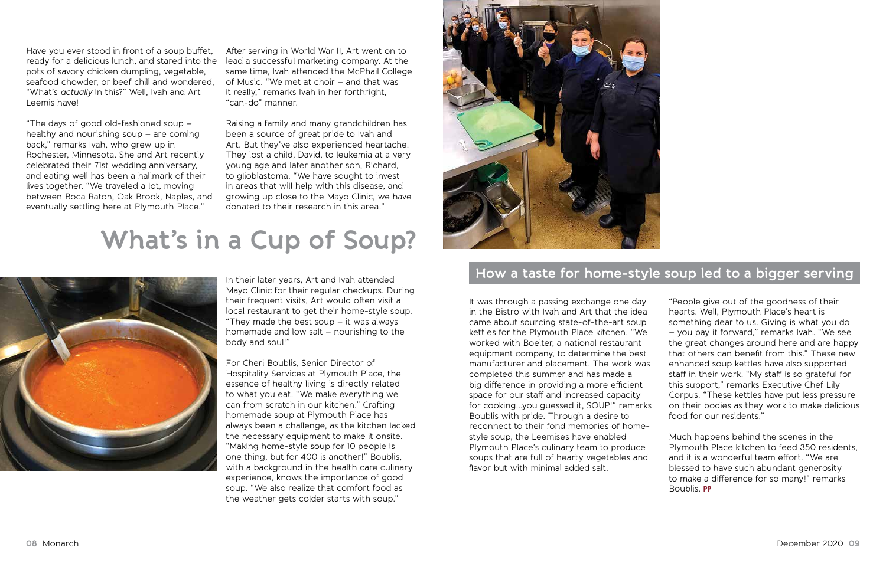# What's in a Cup of Soup?

Have you ever stood in front of a soup buffet, ready for a delicious lunch, and stared into the pots of savory chicken dumpling, vegetable, seafood chowder, or beef chili and wondered, "What's *actually* in this?" Well, Ivah and Art Leemis have!

"The days of good old-fashioned soup – healthy and nourishing soup – are coming back," remarks Ivah, who grew up in Rochester, Minnesota. She and Art recently celebrated their 71st wedding anniversary, and eating well has been a hallmark of their lives together. "We traveled a lot, moving between Boca Raton, Oak Brook, Naples, and eventually settling here at Plymouth Place."

After serving in World War II, Art went on to lead a successful marketing company. At the same time, Ivah attended the McPhail College of Music. "We met at choir – and that was it really," remarks Ivah in her forthright, "can-do" manner.

Raising a family and many grandchildren has been a source of great pride to Ivah and Art. But they've also experienced heartache. They lost a child, David, to leukemia at a very young age and later another son, Richard, to glioblastoma. "We have sought to invest in areas that will help with this disease, and growing up close to the Mayo Clinic, we have donated to their research in this area."

In their later years, Art and Ivah attended Mayo Clinic for their regular checkups. During their frequent visits, Art would often visit a local restaurant to get their home-style soup. "They made the best soup – it was always homemade and low salt – nourishing to the body and soul!"

For Cheri Boublis, Senior Director of Hospitality Services at Plymouth Place, the essence of healthy living is directly related to what you eat. "We make everything we can from scratch in our kitchen." Crafting homemade soup at Plymouth Place has always been a challenge, as the kitchen lacked the necessary equipment to make it onsite. "Making home-style soup for 10 people is one thing, but for 400 is another!" Boublis, with a background in the health care culinary experience, knows the importance of good soup. "We also realize that comfort food as the weather gets colder starts with soup."

## How a taste for home-style soup led to a bigger serving

It was through a passing exchange one day in the Bistro with Ivah and Art that the idea came about sourcing state-of-the-art soup kettles for the Plymouth Place kitchen. "We worked with Boelter, a national restaurant equipment company, to determine the best manufacturer and placement. The work was completed this summer and has made a big difference in providing a more efficient space for our staff and increased capacity for cooking…you guessed it, SOUP!" remarks Boublis with pride. Through a desire to reconnect to their fond memories of home-style soup, the Leemises have enabled Plymouth Place's culinary team to produce soups that are full of hearty vegetables and flavor but with minimal added salt.

"People give out of the goodness of their hearts. Well, Plymouth Place's heart is something dear to us. Giving is what you do – you pay it forward," remarks Ivah. "We see the great changes around here and are happy that others can benefit from this." These new enhanced soup kettles have also supported staff in their work. "My staff is so grateful for this support," remarks Executive Chef Lily Corpus. "These kettles have put less pressure on their bodies as they work to make delicious food for our residents."

Much happens behind the scenes in the Plymouth Place kitchen to feed 350 residents, and it is a wonderful team effort. "We are blessed to have such abundant generosity to make a difference for so many!" remarks Boublis. PP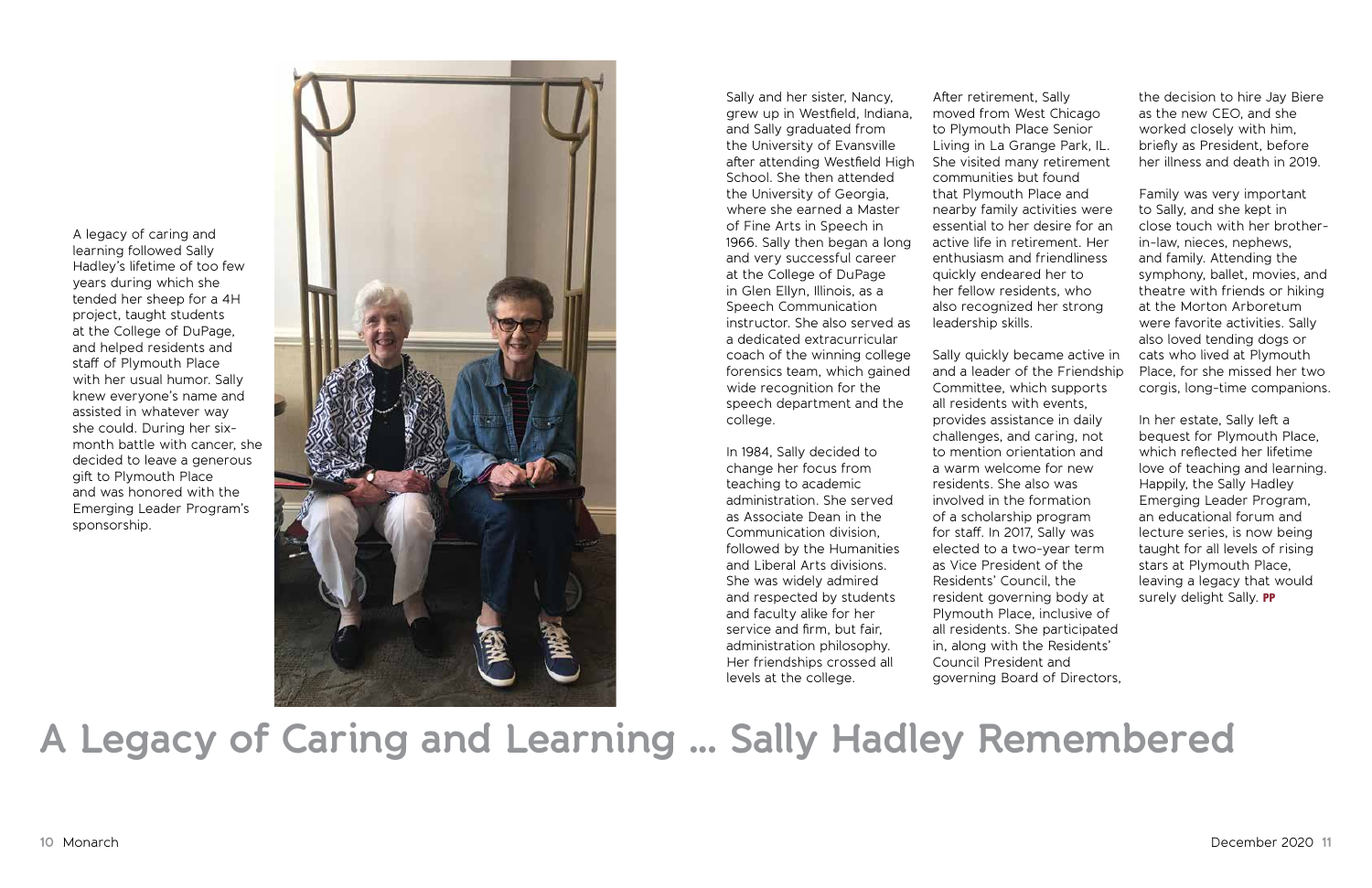# A Legacy of Caring and Learning ... Sally Hadley Remembered

A legacy of caring and learning followed Sally Hadley's lifetime of too few years during which she tended her sheep for a 4H project, taught students at the College of DuPage, and helped residents and staff of Plymouth Place with her usual humor. Sally knew everyone's name and assisted in whatever way she could. During her six-month battle with cancer, she decided to leave a generous gift to Plymouth Place and was honored with the Emerging Leader Program's sponsorship.

Sally and her sister, Nancy, grew up in Westfield, Indiana, and Sally graduated from the University of Evansville after attending Westfield High School. She then attended the University of Georgia, where she earned a Master of Fine Arts in Speech in 1966. Sally then began a long and very successful career at the College of DuPage in Glen Ellyn, Illinois, as a Speech Communication instructor. She also served as a dedicated extracurricular coach of the winning college forensics team, which gained wide recognition for the speech department and the college.

In 1984, Sally decided to change her focus from teaching to academic administration. She served as Associate Dean in the Communication division, followed by the Humanities and Liberal Arts divisions. She was widely admired and respected by students and faculty alike for her service and firm, but fair, administration philosophy. Her friendships crossed all levels at the college.

After retirement, Sally moved from West Chicago to Plymouth Place Senior Living in La Grange Park, IL. She visited many retirement communities but found that Plymouth Place and nearby family activities were essential to her desire for an active life in retirement. Her enthusiasm and friendliness quickly endeared her to her fellow residents, who also recognized her strong leadership skills.

Sally quickly became active in and a leader of the Friendship Committee, which supports all residents with events, provides assistance in daily challenges, and caring, not to mention orientation and a warm welcome for new residents. She also was involved in the formation of a scholarship program for staff. In 2017, Sally was elected to a two-year term as Vice President of the Residents' Council, the resident governing body at Plymouth Place, inclusive of all residents. She participated in, along with the Residents' Council President and governing Board of Directors, the decision to hire Jay Biere as the new CEO, and she worked closely with him, briefly as President, before her illness and death in 2019.

Family was very important to Sally, and she kept in close touch with her brother-in-law, nieces, nephews, and family. Attending the symphony, ballet, movies, and theatre with friends or hiking at the Morton Arboretum were favorite activities. Sally also loved tending dogs or cats who lived at Plymouth Place, for she missed her two corgis, long-time companions.

In her estate, Sally left a bequest for Plymouth Place, which reflected her lifetime love of teaching and learning. Happily, the Sally Hadley Emerging Leader Program, an educational forum and lecture series, is now being taught for all levels of rising stars at Plymouth Place, leaving a legacy that would surely delight Sally. **PP**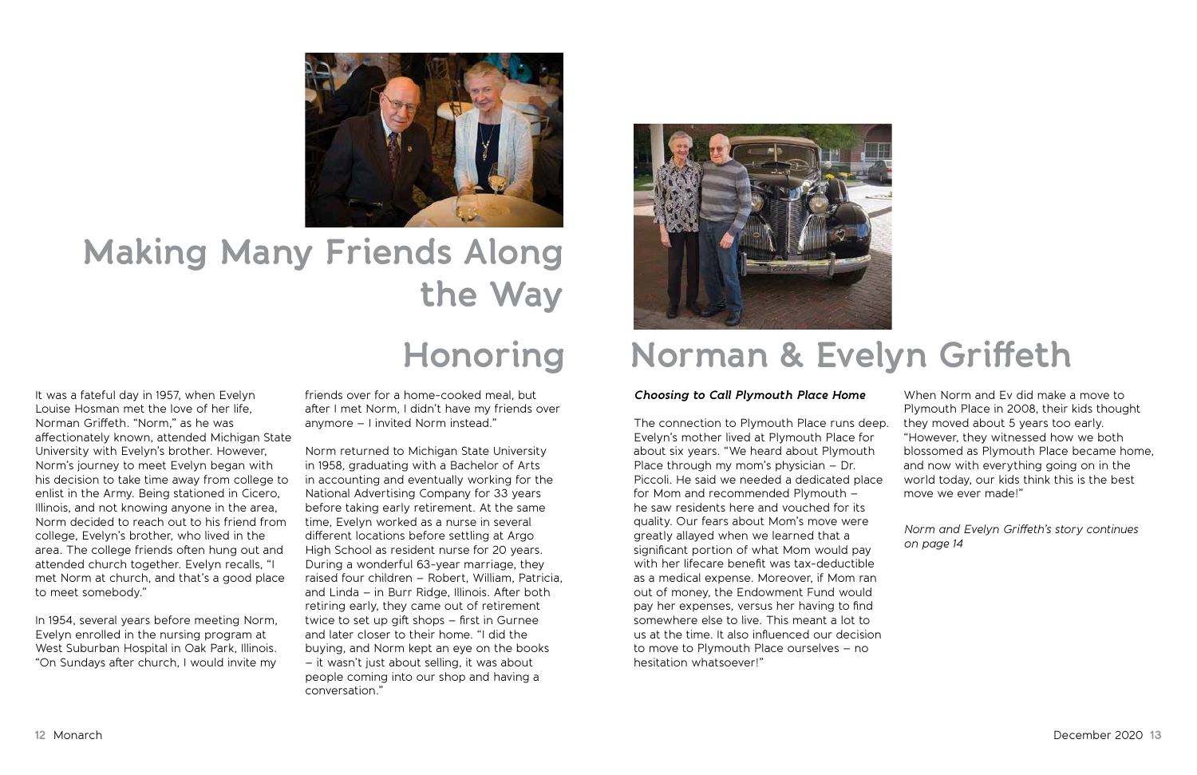# Making Many Friends Along the Way

# Honoring Norman & Evelyn Griffeth

It was a fateful day in 1957, when Evelyn Louise Hosman met the love of her life, Norman Griffeth. "Norm," as he was affectionately known, attended Michigan State University with Evelyn's brother. However, Norm's journey to meet Evelyn began with his decision to take time away from college to enlist in the Army. Being stationed in Cicero, Illinois, and not knowing anyone in the area, Norm decided to reach out to his friend from college, Evelyn's brother, who lived in the area. The college friends often hung out and attended church together. Evelyn recalls, "I met Norm at church, and that's a good place to meet somebody."

In 1954, several years before meeting Norm, Evelyn enrolled in the nursing program at West Suburban Hospital in Oak Park, Illinois. "On Sundays after church, I would invite my friends over for a home-cooked meal, but after I met Norm, I didn't have my friends over anymore – I invited Norm instead."

Norm returned to Michigan State University in 1958, graduating with a Bachelor of Arts in accounting and eventually working for the National Advertising Company for 33 years before taking early retirement. At the same time, Evelyn worked as a nurse in several different locations before settling at Argo High School as resident nurse for 20 years. During a wonderful 63-year marriage, they raised four children – Robert, William, Patricia, and Linda – in Burr Ridge, Illinois. After both retiring early, they came out of retirement twice to set up gift shops – first in Gurnee and later closer to their home. "I did the buying, and Norm kept an eye on the books – it wasn't just about selling, it was about people coming into our shop and having a conversation."

***Choosing to Call Plymouth Place Home***

The connection to Plymouth Place runs deep. Evelyn's mother lived at Plymouth Place for about six years. "We heard about Plymouth Place through my mom's physician – Dr. Piccoli. He said we needed a dedicated place for Mom and recommended Plymouth – he saw residents here and vouched for its quality. Our fears about Mom's move were greatly allayed when we learned that a significant portion of what Mom would pay with her lifecare benefit was tax-deductible as a medical expense. Moreover, if Mom ran out of money, the Endowment Fund would pay her expenses, versus her having to find somewhere else to live. This meant a lot to us at the time. It also influenced our decision to move to Plymouth Place ourselves – no hesitation whatsoever!"

When Norm and Ev did make a move to Plymouth Place in 2008, their kids thought they moved about 5 years too early. "However, they witnessed how we both blossomed as Plymouth Place became home, and now with everything going on in the world today, our kids think this is the best move we ever made!"

*Norm and Evelyn Griffeth's story continues on page 14*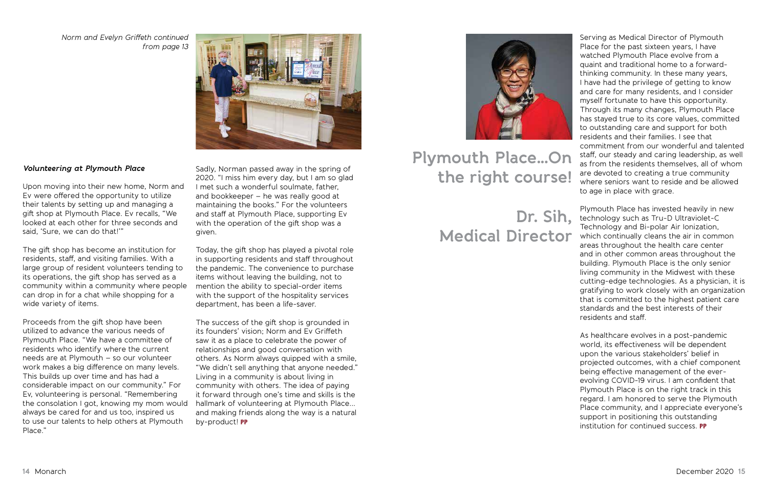*Norm and Evelyn Griffeth continued from page 13*

### *Volunteering at Plymouth Place*

Upon moving into their new home, Norm and Ev were offered the opportunity to utilize their talents by setting up and managing a gift shop at Plymouth Place. Ev recalls, "We looked at each other for three seconds and said, 'Sure, we can do that!'"

The gift shop has become an institution for residents, staff, and visiting families. With a large group of resident volunteers tending to its operations, the gift shop has served as a community within a community where people can drop in for a chat while shopping for a wide variety of items.

Proceeds from the gift shop have been utilized to advance the various needs of Plymouth Place. "We have a committee of residents who identify where the current needs are at Plymouth – so our volunteer work makes a big difference on many levels. This builds up over time and has had a considerable impact on our community." For Ev, volunteering is personal. "Remembering the consolation I got, knowing my mom would always be cared for and us too, inspired us to use our talents to help others at Plymouth Place."

Sadly, Norman passed away in the spring of 2020. "I miss him every day, but I am so glad I met such a wonderful soulmate, father, and bookkeeper – he was really good at maintaining the books." For the volunteers and staff at Plymouth Place, supporting Ev with the operation of the gift shop was a given.

Today, the gift shop has played a pivotal role in supporting residents and staff throughout the pandemic. The convenience to purchase items without leaving the building, not to mention the ability to special-order items with the support of the hospitality services department, has been a life-saver.

The success of the gift shop is grounded in its founders' vision; Norm and Ev Griffeth saw it as a place to celebrate the power of relationships and good conversation with others. As Norm always quipped with a smile, "We didn't sell anything that anyone needed." Living in a community is about living in community with others. The idea of paying it forward through one's time and skills is the hallmark of volunteering at Plymouth Place… and making friends along the way is a natural by-product! **PP**

# Plymouth Place…On the right course!

## Dr. Sih, Medical Director

Serving as Medical Director of Plymouth Place for the past sixteen years, I have watched Plymouth Place evolve from a quaint and traditional home to a forward-thinking community. In these many years, I have had the privilege of getting to know and care for many residents, and I consider myself fortunate to have this opportunity. Through its many changes, Plymouth Place has stayed true to its core values, committed to outstanding care and support for both residents and their families. I see that commitment from our wonderful and talented staff, our steady and caring leadership, as well as from the residents themselves, all of whom are devoted to creating a true community where seniors want to reside and be allowed to age in place with grace.

Plymouth Place has invested heavily in new technology such as Tru-D Ultraviolet-C Technology and Bi-polar Air Ionization, which continually cleans the air in common areas throughout the health care center and in other common areas throughout the building. Plymouth Place is the only senior living community in the Midwest with these cutting-edge technologies. As a physician, it is gratifying to work closely with an organization that is committed to the highest patient care standards and the best interests of their residents and staff.

As healthcare evolves in a post-pandemic world, its effectiveness will be dependent upon the various stakeholders' belief in projected outcomes, with a chief component being effective management of the ever-evolving COVID-19 virus. I am confident that Plymouth Place is on the right track in this regard. I am honored to serve the Plymouth Place community, and I appreciate everyone's support in positioning this outstanding institution for continued success. **PP**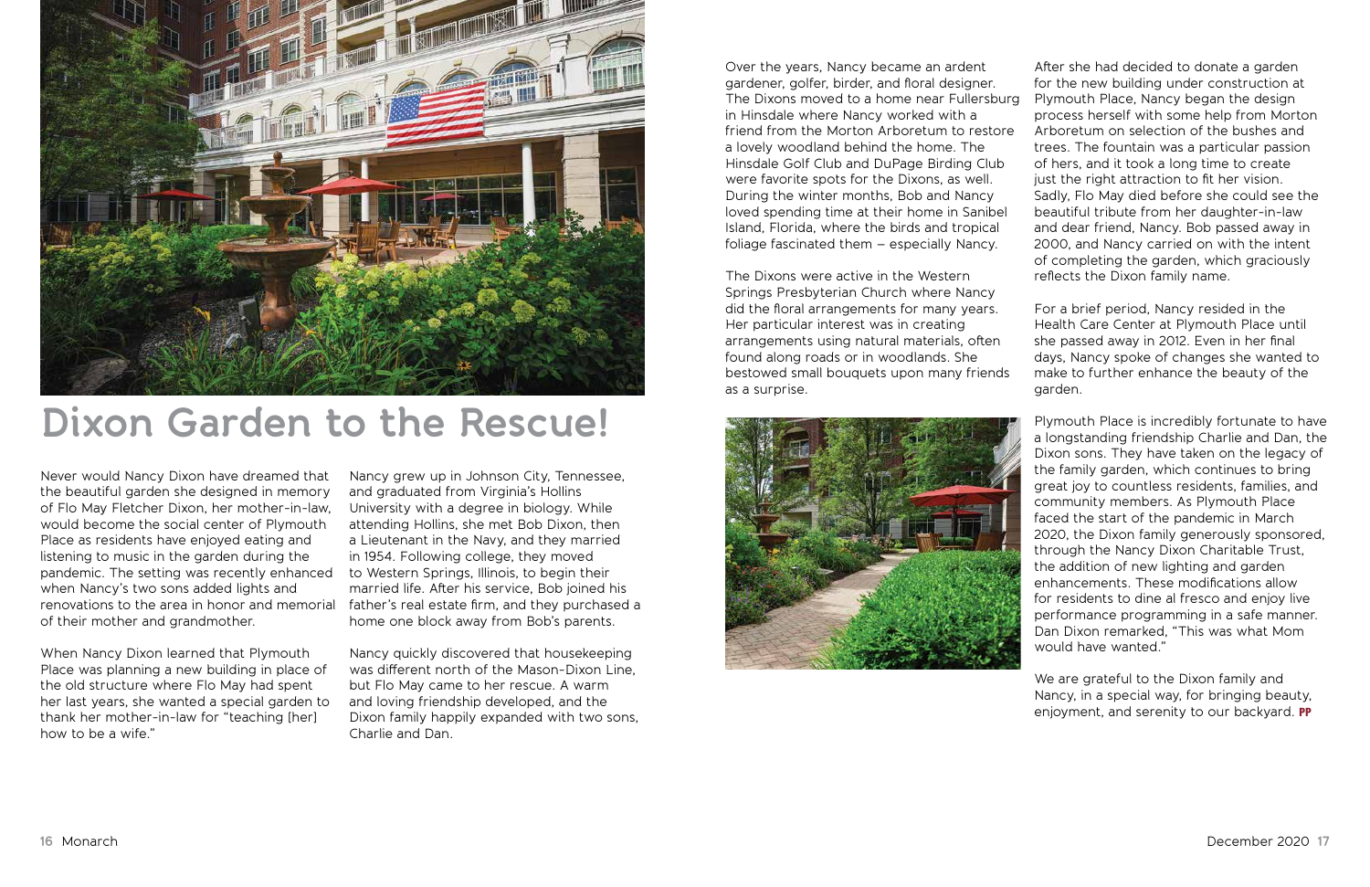# Dixon Garden to the Rescue!

Never would Nancy Dixon have dreamed that the beautiful garden she designed in memory of Flo May Fletcher Dixon, her mother-in-law, would become the social center of Plymouth Place as residents have enjoyed eating and listening to music in the garden during the pandemic. The setting was recently enhanced when Nancy's two sons added lights and renovations to the area in honor and memorial of their mother and grandmother.

When Nancy Dixon learned that Plymouth Place was planning a new building in place of the old structure where Flo May had spent her last years, she wanted a special garden to thank her mother-in-law for "teaching [her] how to be a wife."

Nancy grew up in Johnson City, Tennessee, and graduated from Virginia's Hollins University with a degree in biology. While attending Hollins, she met Bob Dixon, then a Lieutenant in the Navy, and they married in 1954. Following college, they moved to Western Springs, Illinois, to begin their married life. After his service, Bob joined his father's real estate firm, and they purchased a home one block away from Bob's parents.

Nancy quickly discovered that housekeeping was different north of the Mason-Dixon Line, but Flo May came to her rescue. A warm and loving friendship developed, and the Dixon family happily expanded with two sons, Charlie and Dan.

Over the years, Nancy became an ardent gardener, golfer, birder, and floral designer. The Dixons moved to a home near Fullersburg in Hinsdale where Nancy worked with a friend from the Morton Arboretum to restore a lovely woodland behind the home. The Hinsdale Golf Club and DuPage Birding Club were favorite spots for the Dixons, as well. During the winter months, Bob and Nancy loved spending time at their home in Sanibel Island, Florida, where the birds and tropical foliage fascinated them – especially Nancy.

The Dixons were active in the Western Springs Presbyterian Church where Nancy did the floral arrangements for many years. Her particular interest was in creating arrangements using natural materials, often found along roads or in woodlands. She bestowed small bouquets upon many friends as a surprise.

After she had decided to donate a garden for the new building under construction at Plymouth Place, Nancy began the design process herself with some help from Morton Arboretum on selection of the bushes and trees. The fountain was a particular passion of hers, and it took a long time to create just the right attraction to fit her vision. Sadly, Flo May died before she could see the beautiful tribute from her daughter-in-law and dear friend, Nancy. Bob passed away in 2000, and Nancy carried on with the intent of completing the garden, which graciously reflects the Dixon family name.

For a brief period, Nancy resided in the Health Care Center at Plymouth Place until she passed away in 2012. Even in her final days, Nancy spoke of changes she wanted to make to further enhance the beauty of the garden.

Plymouth Place is incredibly fortunate to have a longstanding friendship Charlie and Dan, the Dixon sons. They have taken on the legacy of the family garden, which continues to bring great joy to countless residents, families, and community members. As Plymouth Place faced the start of the pandemic in March 2020, the Dixon family generously sponsored, through the Nancy Dixon Charitable Trust, the addition of new lighting and garden enhancements. These modifications allow for residents to dine al fresco and enjoy live performance programming in a safe manner. Dan Dixon remarked, "This was what Mom would have wanted."

We are grateful to the Dixon family and Nancy, in a special way, for bringing beauty, enjoyment, and serenity to our backyard. **PP**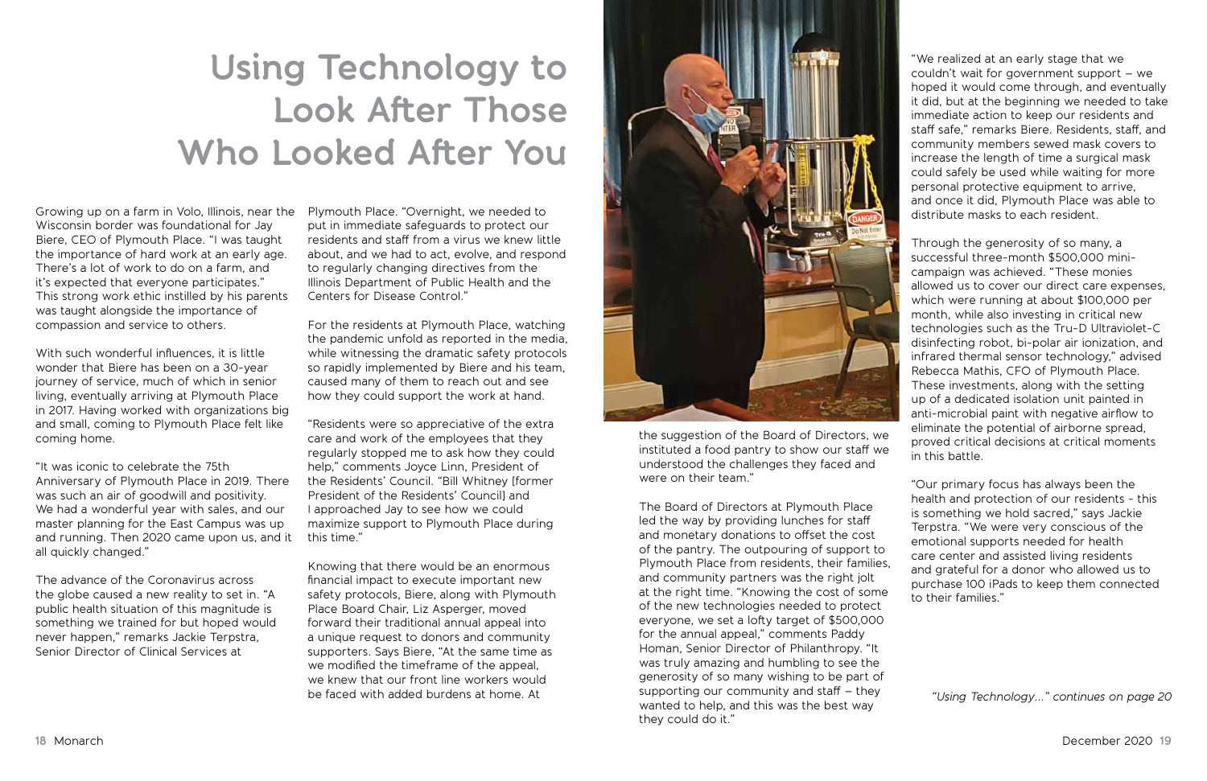# Using Technology to Look After Those Who Looked After You

Growing up on a farm in Volo, Illinois, near the Wisconsin border was foundational for Jay Biere, CEO of Plymouth Place. "I was taught the importance of hard work at an early age. There's a lot of work to do on a farm, and it's expected that everyone participates." This strong work ethic instilled by his parents was taught alongside the importance of compassion and service to others.

With such wonderful influences, it is little wonder that Biere has been on a 30-year journey of service, much of which in senior living, eventually arriving at Plymouth Place in 2017. Having worked with organizations big and small, coming to Plymouth Place felt like coming home.

"It was iconic to celebrate the 75th Anniversary of Plymouth Place in 2019. There was such an air of goodwill and positivity. We had a wonderful year with sales, and our master planning for the East Campus was up and running. Then 2020 came upon us, and it all quickly changed."

The advance of the Coronavirus across the globe caused a new reality to set in. "A public health situation of this magnitude is something we trained for but hoped would never happen," remarks Jackie Terpstra, Senior Director of Clinical Services at Plymouth Place. "Overnight, we needed to put in immediate safeguards to protect our residents and staff from a virus we knew little about, and we had to act, evolve, and respond to regularly changing directives from the Illinois Department of Public Health and the Centers for Disease Control."

For the residents at Plymouth Place, watching the pandemic unfold as reported in the media, while witnessing the dramatic safety protocols so rapidly implemented by Biere and his team, caused many of them to reach out and see how they could support the work at hand.

"Residents were so appreciative of the extra care and work of the employees that they regularly stopped me to ask how they could help," comments Joyce Linn, President of the Residents' Council. "Bill Whitney [former President of the Residents' Council] and I approached Jay to see how we could maximize support to Plymouth Place during this time."

Knowing that there would be an enormous financial impact to execute important new safety protocols, Biere, along with Plymouth Place Board Chair, Liz Asperger, moved forward their traditional annual appeal into a unique request to donors and community supporters. Says Biere, "At the same time as we modified the timeframe of the appeal, we knew that our front line workers would be faced with added burdens at home. At the suggestion of the Board of Directors, we instituted a food pantry to show our staff we understood the challenges they faced and were on their team."

The Board of Directors at Plymouth Place led the way by providing lunches for staff and monetary donations to offset the cost of the pantry. The outpouring of support to Plymouth Place from residents, their families, and community partners was the right jolt at the right time. "Knowing the cost of some of the new technologies needed to protect everyone, we set a lofty target of $500,000 for the annual appeal," comments Paddy Homan, Senior Director of Philanthropy. "It was truly amazing and humbling to see the generosity of so many wishing to be part of supporting our community and staff – they wanted to help, and this was the best way they could do it."

"We realized at an early stage that we couldn't wait for government support – we hoped it would come through, and eventually it did, but at the beginning we needed to take immediate action to keep our residents and staff safe," remarks Biere. Residents, staff, and community members sewed mask covers to increase the length of time a surgical mask could safely be used while waiting for more personal protective equipment to arrive, and once it did, Plymouth Place was able to distribute masks to each resident.

Through the generosity of so many, a successful three-month $500,000 mini-campaign was achieved. "These monies allowed us to cover our direct care expenses, which were running at about $100,000 per month, while also investing in critical new technologies such as the Tru-D Ultraviolet-C disinfecting robot, bi-polar air ionization, and infrared thermal sensor technology," advised Rebecca Mathis, CFO of Plymouth Place. These investments, along with the setting up of a dedicated isolation unit painted in anti-microbial paint with negative airflow to eliminate the potential of airborne spread, proved critical decisions at critical moments in this battle.

"Our primary focus has always been the health and protection of our residents - this is something we hold sacred," says Jackie Terpstra. "We were very conscious of the emotional supports needed for health care center and assisted living residents and grateful for a donor who allowed us to purchase 100 iPads to keep them connected to their families."

*"Using Technology..." continues on page 20*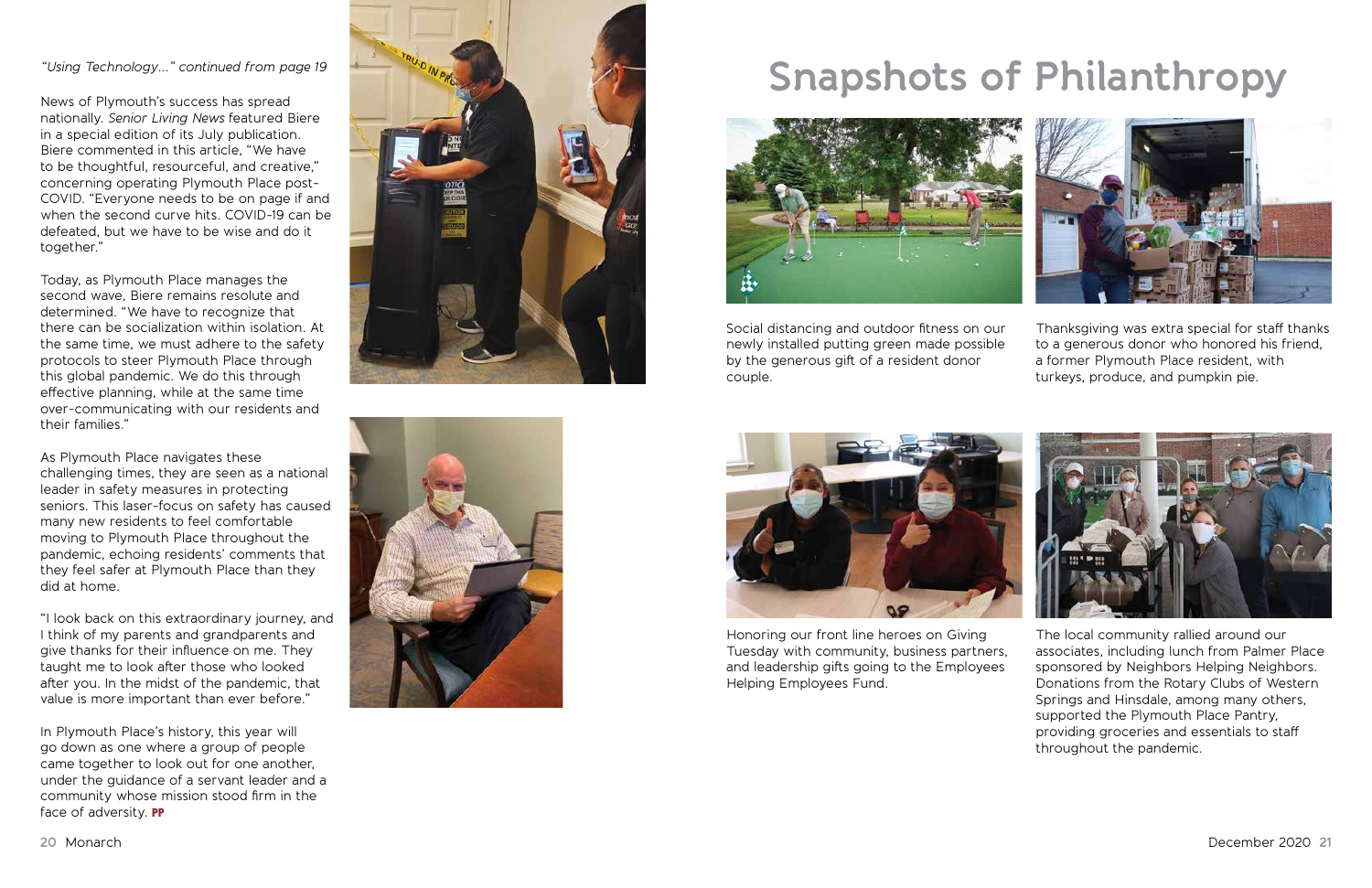*"Using Technology..." continued from page 19*

News of Plymouth's success has spread nationally. *Senior Living News* featured Biere in a special edition of its July publication. Biere commented in this article, "We have to be thoughtful, resourceful, and creative," concerning operating Plymouth Place post-COVID. "Everyone needs to be on page if and when the second curve hits. COVID-19 can be defeated, but we have to be wise and do it together."

Today, as Plymouth Place manages the second wave, Biere remains resolute and determined. "We have to recognize that there can be socialization within isolation. At the same time, we must adhere to the safety protocols to steer Plymouth Place through this global pandemic. We do this through effective planning, while at the same time over-communicating with our residents and their families."

As Plymouth Place navigates these challenging times, they are seen as a national leader in safety measures in protecting seniors. This laser-focus on safety has caused many new residents to feel comfortable moving to Plymouth Place throughout the pandemic, echoing residents' comments that they feel safer at Plymouth Place than they did at home.

"I look back on this extraordinary journey, and I think of my parents and grandparents and give thanks for their influence on me. They taught me to look after those who looked after you. In the midst of the pandemic, that value is more important than ever before."

In Plymouth Place's history, this year will go down as one where a group of people came together to look out for one another, under the guidance of a servant leader and a community whose mission stood firm in the face of adversity. **PP**

# Snapshots of Philanthropy

Social distancing and outdoor fitness on our newly installed putting green made possible by the generous gift of a resident donor couple.

Thanksgiving was extra special for staff thanks to a generous donor who honored his friend, a former Plymouth Place resident, with turkeys, produce, and pumpkin pie.

Honoring our front line heroes on Giving Tuesday with community, business partners, and leadership gifts going to the Employees Helping Employees Fund.

The local community rallied around our associates, including lunch from Palmer Place sponsored by Neighbors Helping Neighbors. Donations from the Rotary Clubs of Western Springs and Hinsdale, among many others, supported the Plymouth Place Pantry, providing groceries and essentials to staff throughout the pandemic.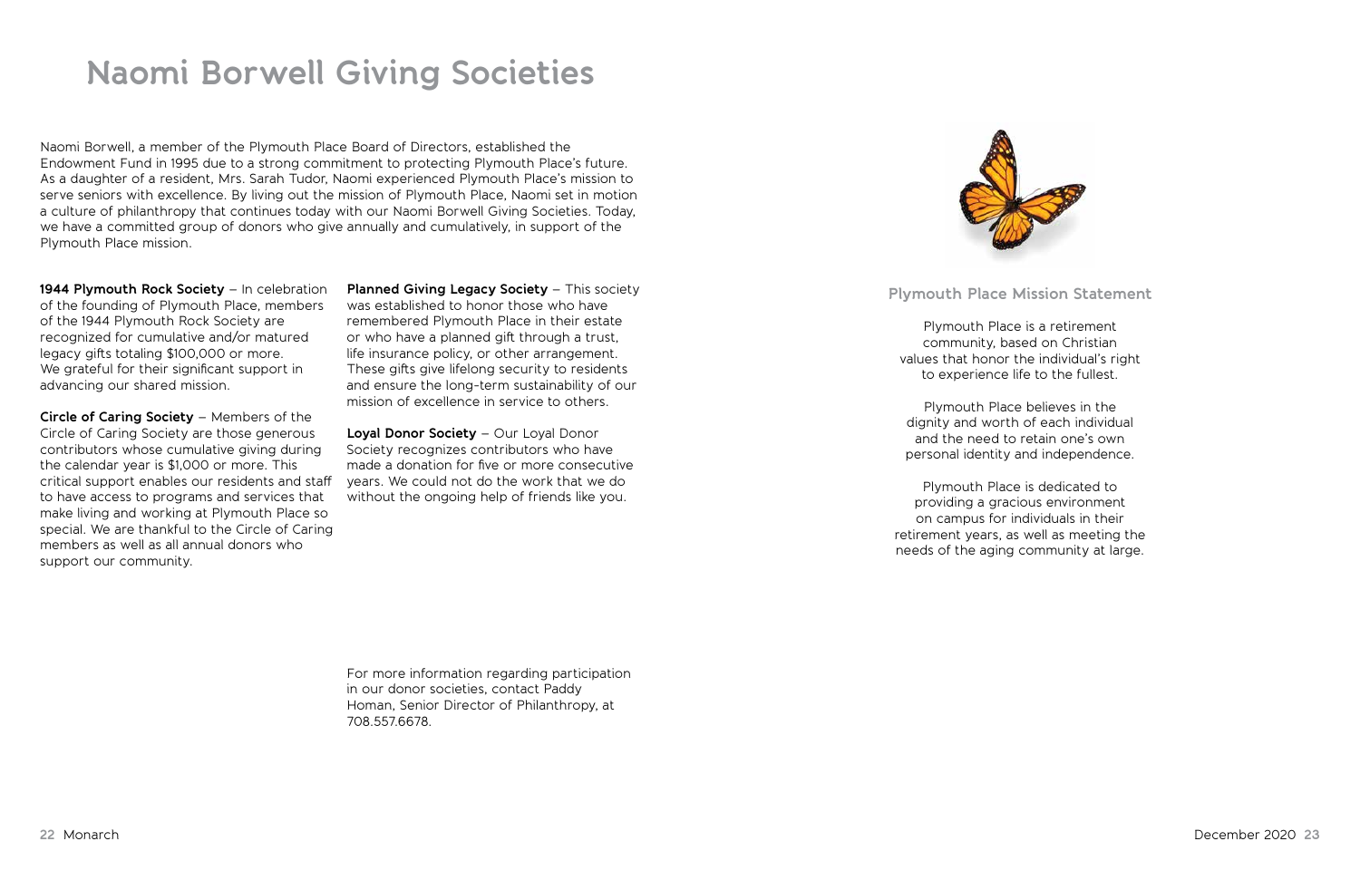# Naomi Borwell Giving Societies

Naomi Borwell, a member of the Plymouth Place Board of Directors, established the Endowment Fund in 1995 due to a strong commitment to protecting Plymouth Place's future. As a daughter of a resident, Mrs. Sarah Tudor, Naomi experienced Plymouth Place's mission to serve seniors with excellence. By living out the mission of Plymouth Place, Naomi set in motion a culture of philanthropy that continues today with our Naomi Borwell Giving Societies. Today, we have a committed group of donors who give annually and cumulatively, in support of the Plymouth Place mission.

**1944 Plymouth Rock Society** – In celebration of the founding of Plymouth Place, members of the 1944 Plymouth Rock Society are recognized for cumulative and/or matured legacy gifts totaling $100,000 or more. We grateful for their significant support in advancing our shared mission.

**Circle of Caring Society** – Members of the Circle of Caring Society are those generous contributors whose cumulative giving during the calendar year is $1,000 or more. This critical support enables our residents and staff to have access to programs and services that make living and working at Plymouth Place so special. We are thankful to the Circle of Caring members as well as all annual donors who support our community.

**Planned Giving Legacy Society** – This society was established to honor those who have remembered Plymouth Place in their estate or who have a planned gift through a trust, life insurance policy, or other arrangement. These gifts give lifelong security to residents and ensure the long-term sustainability of our mission of excellence in service to others.

**Loyal Donor Society** – Our Loyal Donor Society recognizes contributors who have made a donation for five or more consecutive years. We could not do the work that we do without the ongoing help of friends like you.

For more information regarding participation in our donor societies, contact Paddy Homan, Senior Director of Philanthropy, at 708.557.6678.

## Plymouth Place Mission Statement

Plymouth Place is a retirement community, based on Christian values that honor the individual's right to experience life to the fullest.

Plymouth Place believes in the dignity and worth of each individual and the need to retain one's own personal identity and independence.

Plymouth Place is dedicated to providing a gracious environment on campus for individuals in their retirement years, as well as meeting the needs of the aging community at large.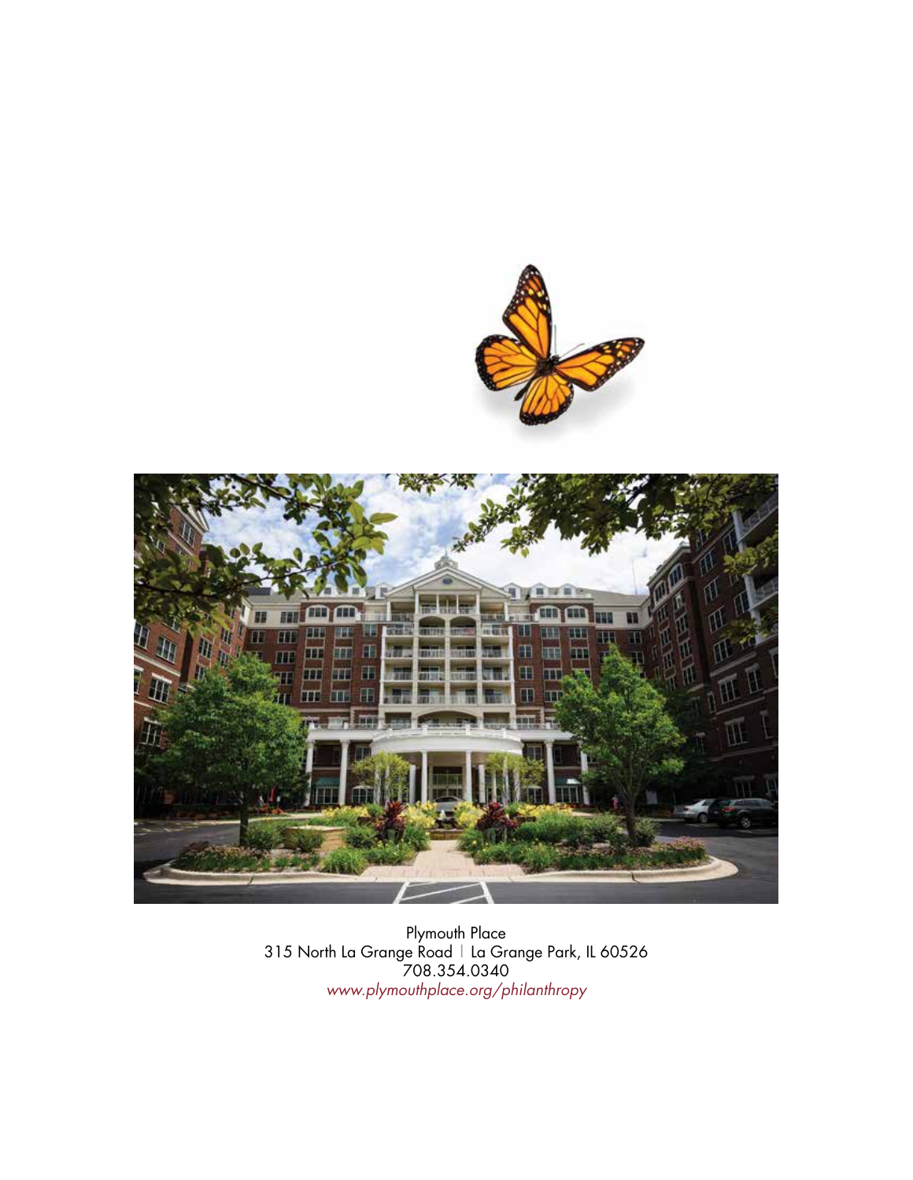Plymouth Place
315 North La Grange Road | La Grange Park, IL 60526
708.354.0340
*www.plymouthplace.org/philanthropy*